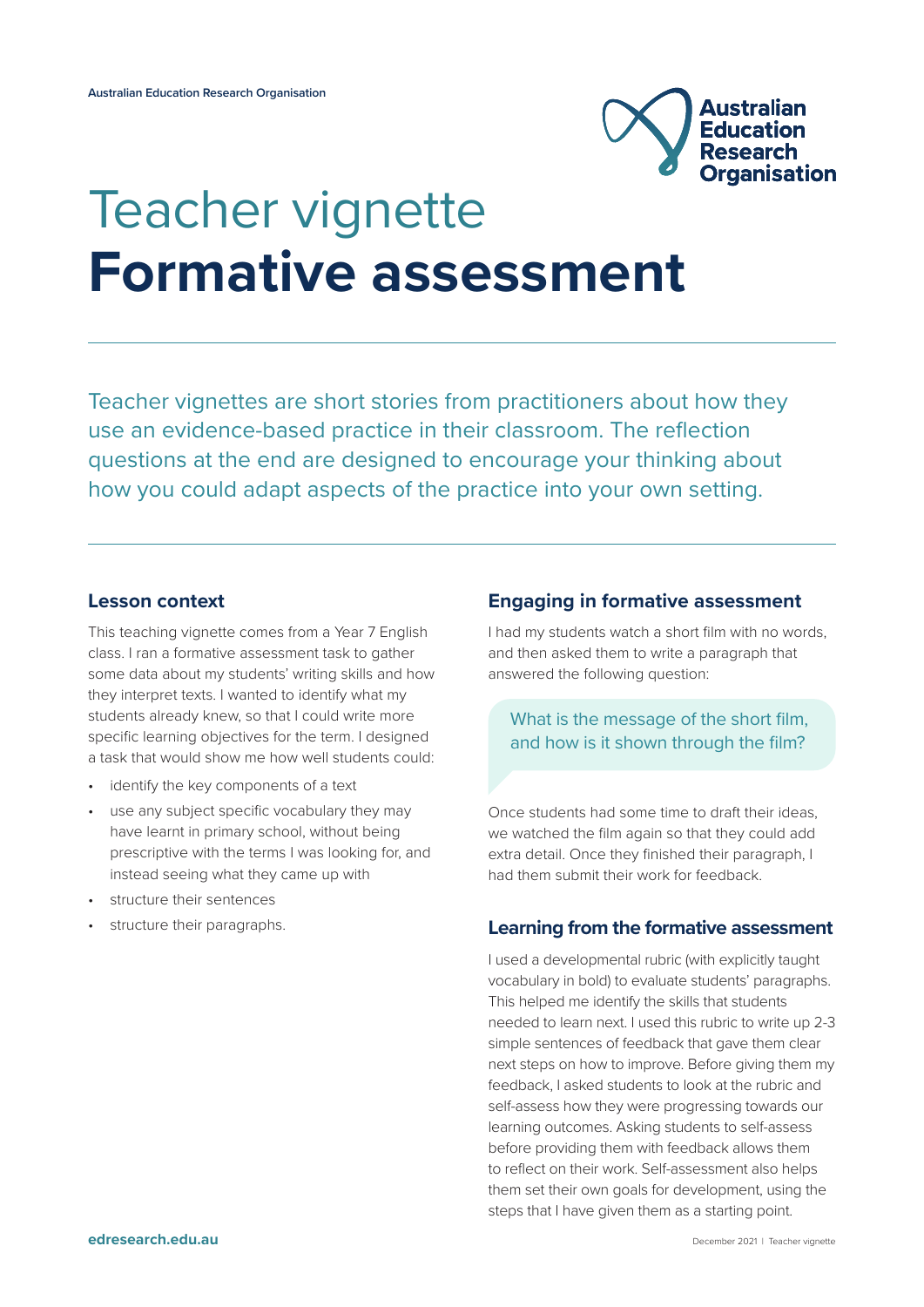# Teacher vignette
# Formative assessment

Teacher vignettes are short stories from practitioners about how they use an evidence-based practice in their classroom. The reflection questions at the end are designed to encourage your thinking about how you could adapt aspects of the practice into your own setting.

## Lesson context

This teaching vignette comes from a Year 7 English class. I ran a formative assessment task to gather some data about my students' writing skills and how they interpret texts. I wanted to identify what my students already knew, so that I could write more specific learning objectives for the term. I designed a task that would show me how well students could:

- identify the key components of a text
- use any subject specific vocabulary they may have learnt in primary school, without being prescriptive with the terms I was looking for, and instead seeing what they came up with
- structure their sentences
- structure their paragraphs.

## Engaging in formative assessment

I had my students watch a short film with no words, and then asked them to write a paragraph that answered the following question:

> What is the message of the short film, and how is it shown through the film?

Once students had some time to draft their ideas, we watched the film again so that they could add extra detail. Once they finished their paragraph, I had them submit their work for feedback.

## Learning from the formative assessment

I used a developmental rubric (with explicitly taught vocabulary in bold) to evaluate students' paragraphs. This helped me identify the skills that students needed to learn next. I used this rubric to write up 2-3 simple sentences of feedback that gave them clear next steps on how to improve. Before giving them my feedback, I asked students to look at the rubric and self-assess how they were progressing towards our learning outcomes. Asking students to self-assess before providing them with feedback allows them to reflect on their work. Self-assessment also helps them set their own goals for development, using the steps that I have given them as a starting point.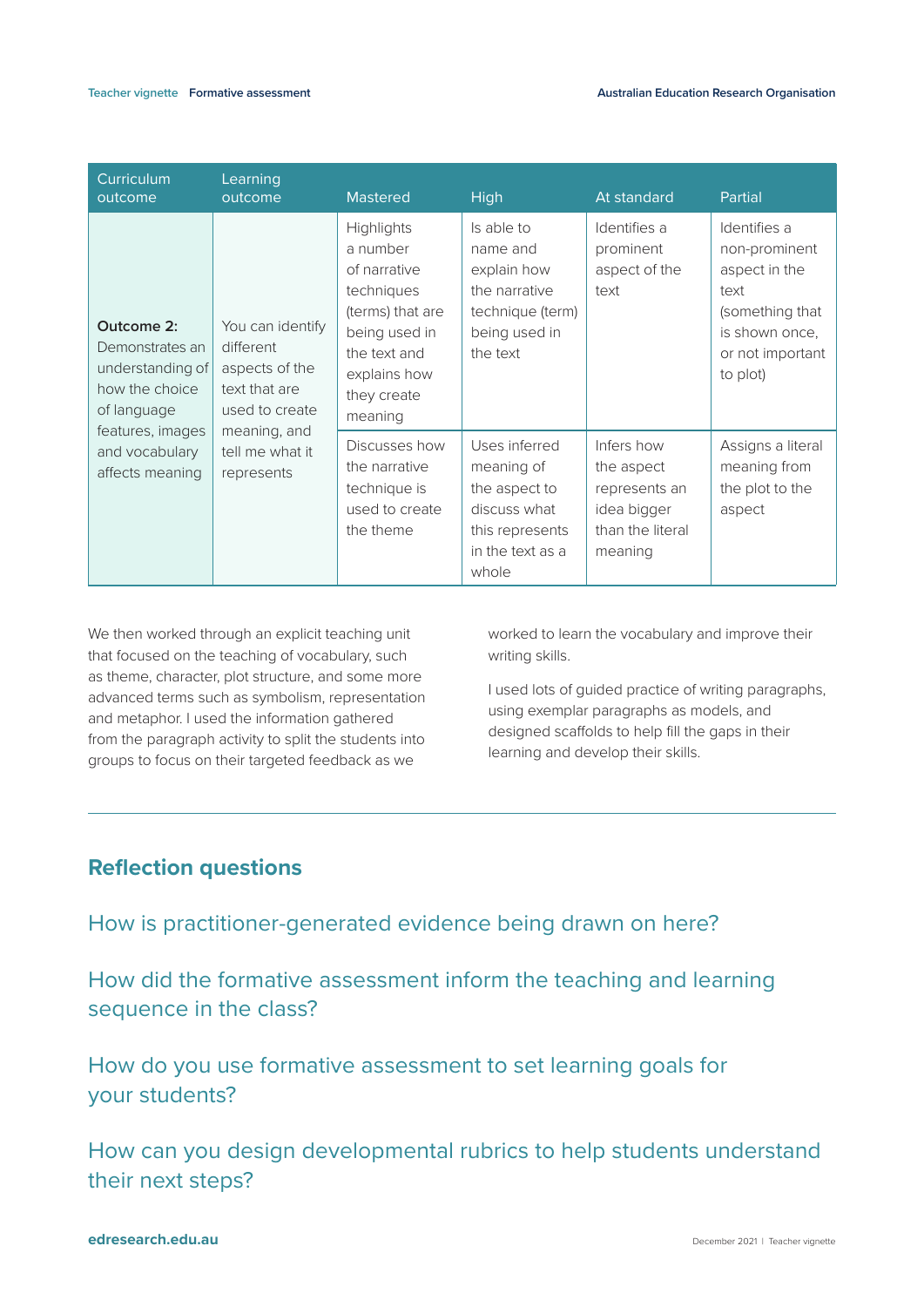| Curriculum outcome | Learning outcome | Mastered | High | At standard | Partial |
|---|---|---|---|---|---|
| **Outcome 2:** Demonstrates an understanding of how the choice of language features, images and vocabulary affects meaning | You can identify different aspects of the text that are used to create meaning, and tell me what it represents | Highlights a number of narrative techniques (terms) that are being used in the text and explains how they create meaning | Is able to name and explain how the narrative technique (term) being used in the text | Identifies a prominent aspect of the text | Identifies a non-prominent aspect in the text (something that is shown once, or not important to plot) |
| | | Discusses how the narrative technique is used to create the theme | Uses inferred meaning of the aspect to discuss what this represents in the text as a whole | Infers how the aspect represents an idea bigger than the literal meaning | Assigns a literal meaning from the plot to the aspect |

We then worked through an explicit teaching unit that focused on the teaching of vocabulary, such as theme, character, plot structure, and some more advanced terms such as symbolism, representation and metaphor. I used the information gathered from the paragraph activity to split the students into groups to focus on their targeted feedback as we worked to learn the vocabulary and improve their writing skills.

I used lots of guided practice of writing paragraphs, using exemplar paragraphs as models, and designed scaffolds to help fill the gaps in their learning and develop their skills.

## Reflection questions

How is practitioner-generated evidence being drawn on here?

How did the formative assessment inform the teaching and learning sequence in the class?

How do you use formative assessment to set learning goals for your students?

How can you design developmental rubrics to help students understand their next steps?